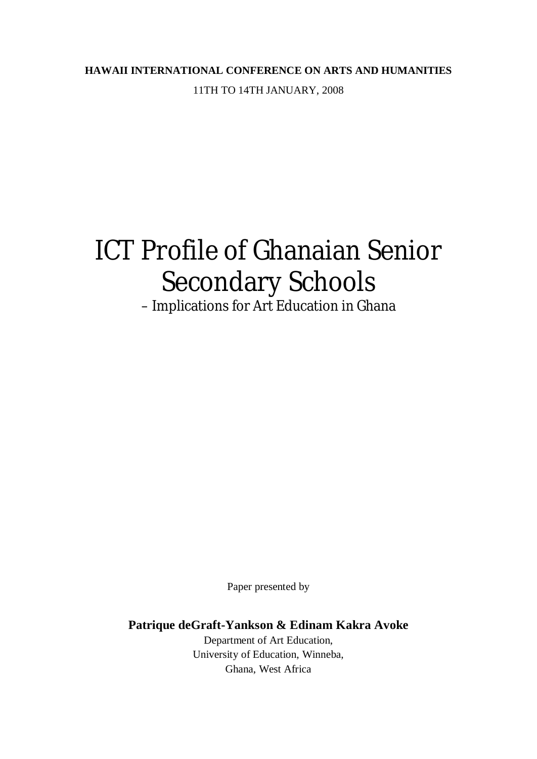**HAWAII INTERNATIONAL CONFERENCE ON ARTS AND HUMANITIES**

11TH TO 14TH JANUARY, 2008

# ICT Profile of Ghanaian Senior Secondary Schools

– Implications for Art Education in Ghana

Paper presented by

**Patrique deGraft-Yankson & Edinam Kakra Avoke**

Department of Art Education,
University of Education, Winneba,
Ghana, West Africa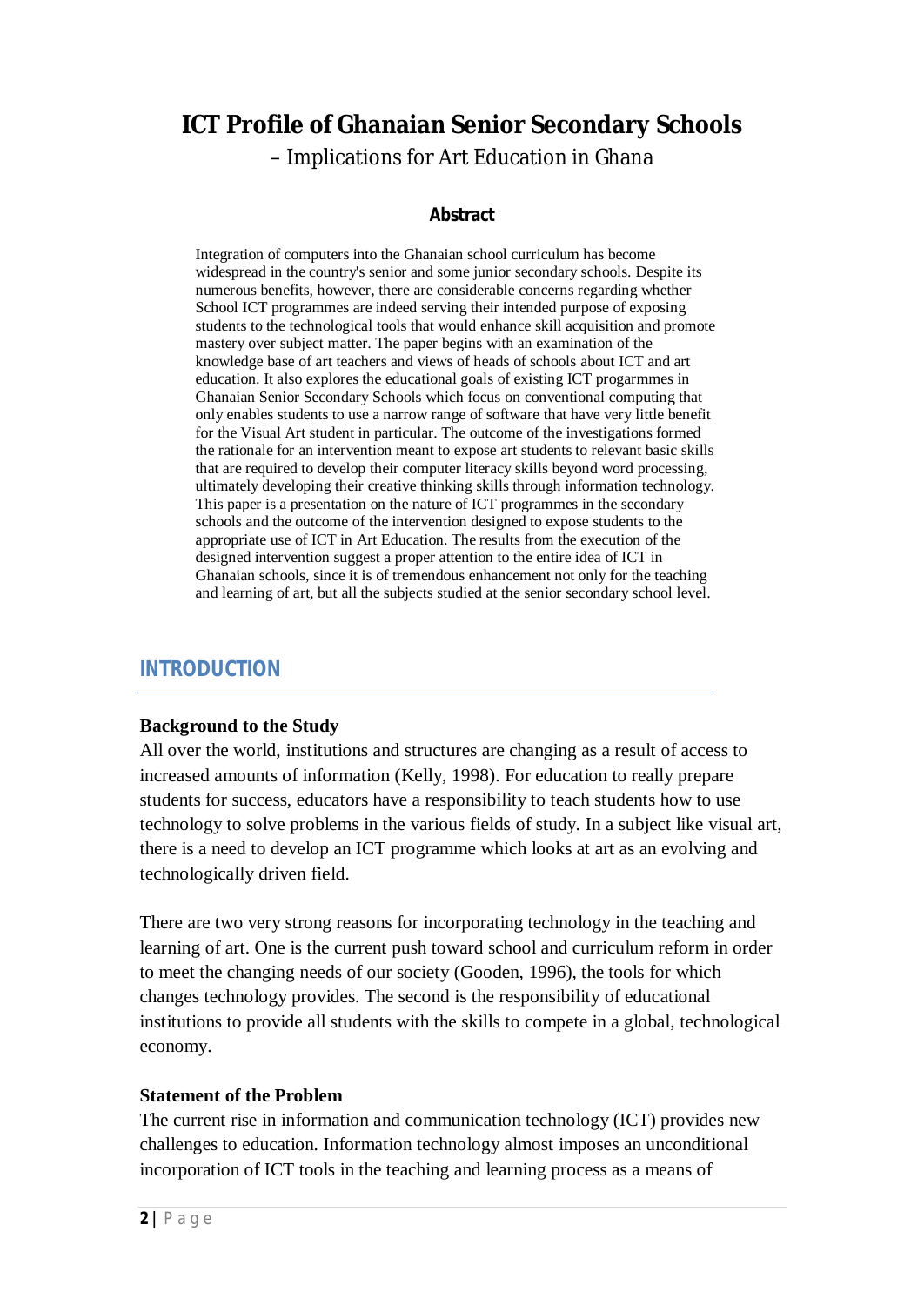# ICT Profile of Ghanaian Senior Secondary Schools

– Implications for Art Education in Ghana

## Abstract

Integration of computers into the Ghanaian school curriculum has become widespread in the country's senior and some junior secondary schools. Despite its numerous benefits, however, there are considerable concerns regarding whether School ICT programmes are indeed serving their intended purpose of exposing students to the technological tools that would enhance skill acquisition and promote mastery over subject matter. The paper begins with an examination of the knowledge base of art teachers and views of heads of schools about ICT and art education. It also explores the educational goals of existing ICT progarmmes in Ghanaian Senior Secondary Schools which focus on conventional computing that only enables students to use a narrow range of software that have very little benefit for the Visual Art student in particular. The outcome of the investigations formed the rationale for an intervention meant to expose art students to relevant basic skills that are required to develop their computer literacy skills beyond word processing, ultimately developing their creative thinking skills through information technology. This paper is a presentation on the nature of ICT programmes in the secondary schools and the outcome of the intervention designed to expose students to the appropriate use of ICT in Art Education. The results from the execution of the designed intervention suggest a proper attention to the entire idea of ICT in Ghanaian schools, since it is of tremendous enhancement not only for the teaching and learning of art, but all the subjects studied at the senior secondary school level.

## INTRODUCTION

### Background to the Study

All over the world, institutions and structures are changing as a result of access to increased amounts of information (Kelly, 1998). For education to really prepare students for success, educators have a responsibility to teach students how to use technology to solve problems in the various fields of study. In a subject like visual art, there is a need to develop an ICT programme which looks at art as an evolving and technologically driven field.

There are two very strong reasons for incorporating technology in the teaching and learning of art. One is the current push toward school and curriculum reform in order to meet the changing needs of our society (Gooden, 1996), the tools for which changes technology provides. The second is the responsibility of educational institutions to provide all students with the skills to compete in a global, technological economy.

### Statement of the Problem

The current rise in information and communication technology (ICT) provides new challenges to education. Information technology almost imposes an unconditional incorporation of ICT tools in the teaching and learning process as a means of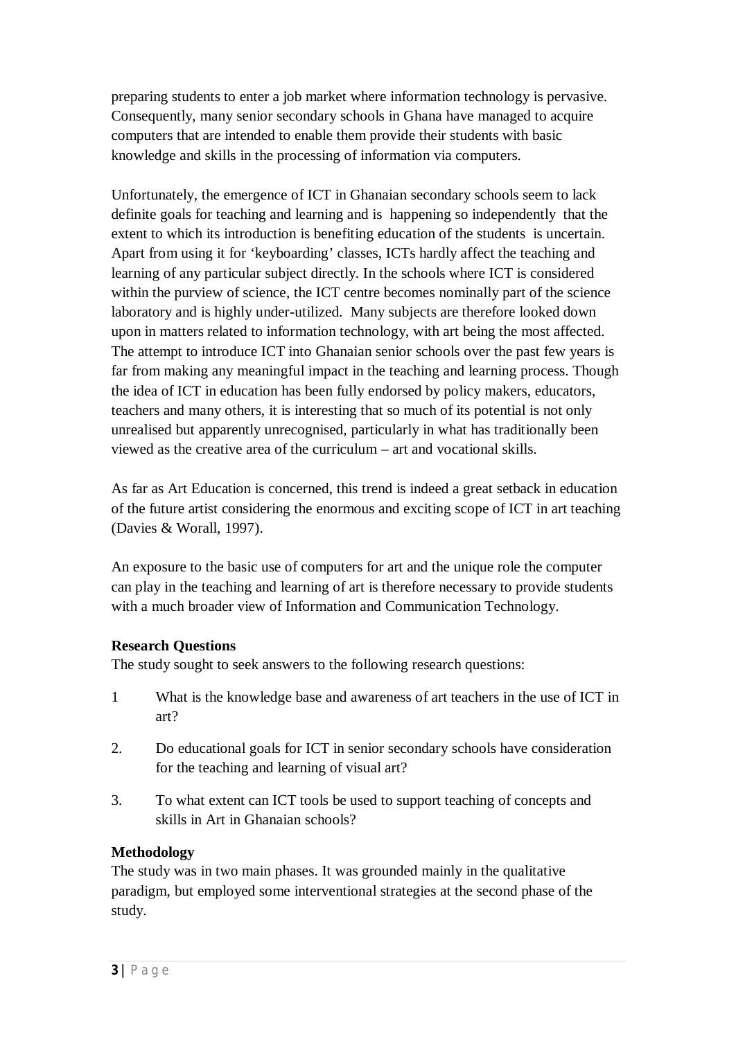preparing students to enter a job market where information technology is pervasive. Consequently, many senior secondary schools in Ghana have managed to acquire computers that are intended to enable them provide their students with basic knowledge and skills in the processing of information via computers.

Unfortunately, the emergence of ICT in Ghanaian secondary schools seem to lack definite goals for teaching and learning and is happening so independently that the extent to which its introduction is benefiting education of the students is uncertain. Apart from using it for 'keyboarding' classes, ICTs hardly affect the teaching and learning of any particular subject directly. In the schools where ICT is considered within the purview of science, the ICT centre becomes nominally part of the science laboratory and is highly under-utilized. Many subjects are therefore looked down upon in matters related to information technology, with art being the most affected. The attempt to introduce ICT into Ghanaian senior schools over the past few years is far from making any meaningful impact in the teaching and learning process. Though the idea of ICT in education has been fully endorsed by policy makers, educators, teachers and many others, it is interesting that so much of its potential is not only unrealised but apparently unrecognised, particularly in what has traditionally been viewed as the creative area of the curriculum – art and vocational skills.

As far as Art Education is concerned, this trend is indeed a great setback in education of the future artist considering the enormous and exciting scope of ICT in art teaching (Davies & Worall, 1997).

An exposure to the basic use of computers for art and the unique role the computer can play in the teaching and learning of art is therefore necessary to provide students with a much broader view of Information and Communication Technology.

**Research Questions**

The study sought to seek answers to the following research questions:

1. What is the knowledge base and awareness of art teachers in the use of ICT in art?
2. Do educational goals for ICT in senior secondary schools have consideration for the teaching and learning of visual art?
3. To what extent can ICT tools be used to support teaching of concepts and skills in Art in Ghanaian schools?

**Methodology**

The study was in two main phases. It was grounded mainly in the qualitative paradigm, but employed some interventional strategies at the second phase of the study.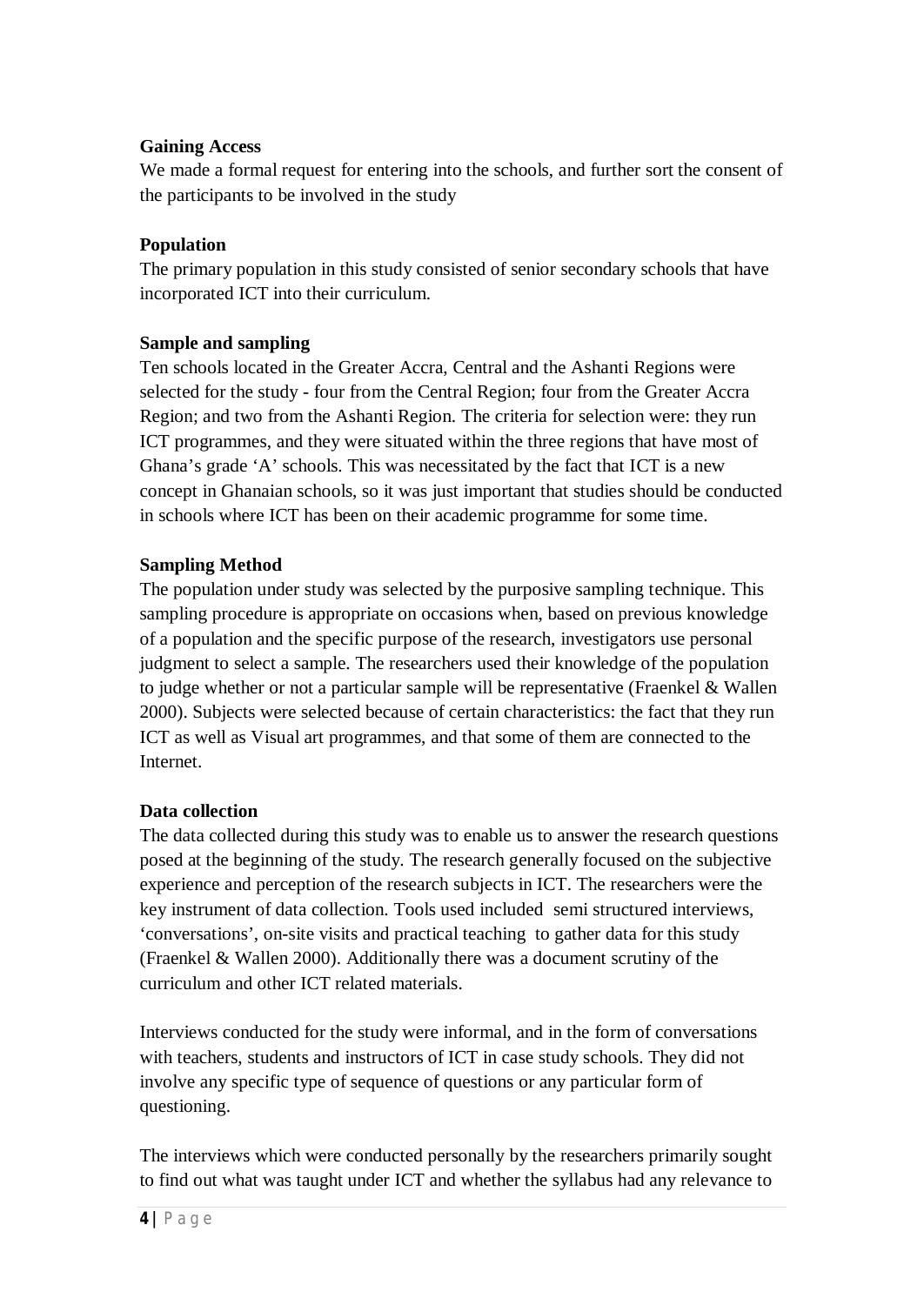**Gaining Access**

We made a formal request for entering into the schools, and further sort the consent of the participants to be involved in the study

**Population**

The primary population in this study consisted of senior secondary schools that have incorporated ICT into their curriculum.

**Sample and sampling**

Ten schools located in the Greater Accra, Central and the Ashanti Regions were selected for the study - four from the Central Region; four from the Greater Accra Region; and two from the Ashanti Region. The criteria for selection were: they run ICT programmes, and they were situated within the three regions that have most of Ghana's grade 'A' schools. This was necessitated by the fact that ICT is a new concept in Ghanaian schools, so it was just important that studies should be conducted in schools where ICT has been on their academic programme for some time.

**Sampling Method**

The population under study was selected by the purposive sampling technique. This sampling procedure is appropriate on occasions when, based on previous knowledge of a population and the specific purpose of the research, investigators use personal judgment to select a sample. The researchers used their knowledge of the population to judge whether or not a particular sample will be representative (Fraenkel & Wallen 2000). Subjects were selected because of certain characteristics: the fact that they run ICT as well as Visual art programmes, and that some of them are connected to the Internet.

**Data collection**

The data collected during this study was to enable us to answer the research questions posed at the beginning of the study. The research generally focused on the subjective experience and perception of the research subjects in ICT. The researchers were the key instrument of data collection. Tools used included semi structured interviews, 'conversations', on-site visits and practical teaching to gather data for this study (Fraenkel & Wallen 2000). Additionally there was a document scrutiny of the curriculum and other ICT related materials.

Interviews conducted for the study were informal, and in the form of conversations with teachers, students and instructors of ICT in case study schools. They did not involve any specific type of sequence of questions or any particular form of questioning.

The interviews which were conducted personally by the researchers primarily sought to find out what was taught under ICT and whether the syllabus had any relevance to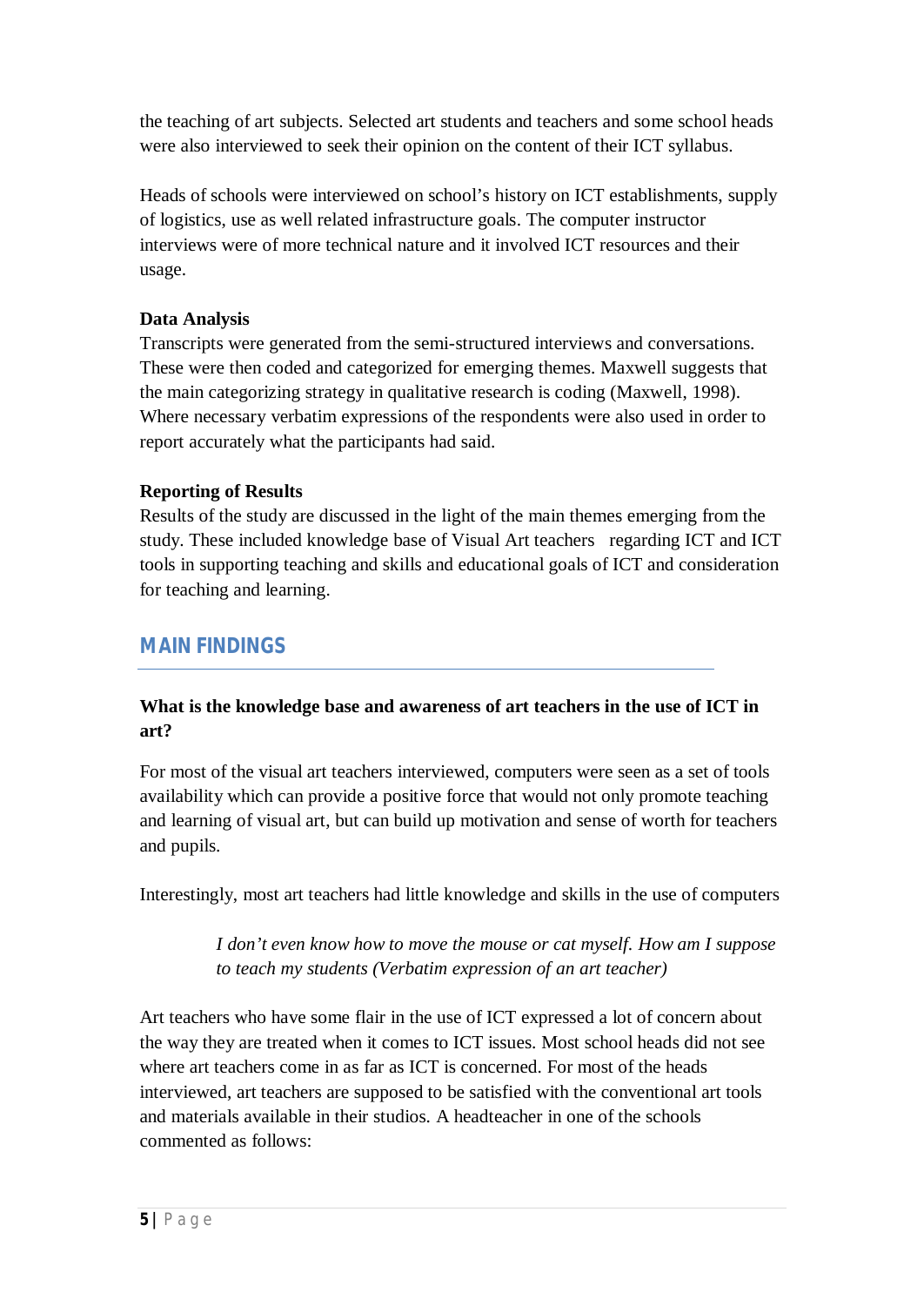the teaching of art subjects. Selected art students and teachers and some school heads were also interviewed to seek their opinion on the content of their ICT syllabus.

Heads of schools were interviewed on school's history on ICT establishments, supply of logistics, use as well related infrastructure goals. The computer instructor interviews were of more technical nature and it involved ICT resources and their usage.

**Data Analysis**

Transcripts were generated from the semi-structured interviews and conversations. These were then coded and categorized for emerging themes. Maxwell suggests that the main categorizing strategy in qualitative research is coding (Maxwell, 1998). Where necessary verbatim expressions of the respondents were also used in order to report accurately what the participants had said.

**Reporting of Results**

Results of the study are discussed in the light of the main themes emerging from the study. These included knowledge base of Visual Art teachers regarding ICT and ICT tools in supporting teaching and skills and educational goals of ICT and consideration for teaching and learning.

## MAIN FINDINGS

**What is the knowledge base and awareness of art teachers in the use of ICT in art?**

For most of the visual art teachers interviewed, computers were seen as a set of tools availability which can provide a positive force that would not only promote teaching and learning of visual art, but can build up motivation and sense of worth for teachers and pupils.

Interestingly, most art teachers had little knowledge and skills in the use of computers

> *I don't even know how to move the mouse or cat myself. How am I suppose to teach my students (Verbatim expression of an art teacher)*

Art teachers who have some flair in the use of ICT expressed a lot of concern about the way they are treated when it comes to ICT issues. Most school heads did not see where art teachers come in as far as ICT is concerned. For most of the heads interviewed, art teachers are supposed to be satisfied with the conventional art tools and materials available in their studios. A headteacher in one of the schools commented as follows: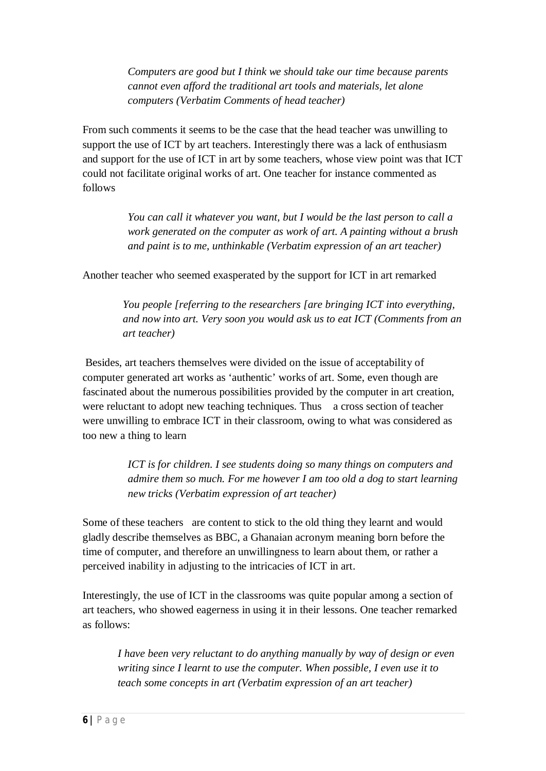> *Computers are good but I think we should take our time because parents cannot even afford the traditional art tools and materials, let alone computers (Verbatim Comments of head teacher)*

From such comments it seems to be the case that the head teacher was unwilling to support the use of ICT by art teachers. Interestingly there was a lack of enthusiasm and support for the use of ICT in art by some teachers, whose view point was that ICT could not facilitate original works of art. One teacher for instance commented as follows

> *You can call it whatever you want, but I would be the last person to call a work generated on the computer as work of art. A painting without a brush and paint is to me, unthinkable (Verbatim expression of an art teacher)*

Another teacher who seemed exasperated by the support for ICT in art remarked

> *You people [referring to the researchers [are bringing ICT into everything, and now into art. Very soon you would ask us to eat ICT (Comments from an art teacher)*

Besides, art teachers themselves were divided on the issue of acceptability of computer generated art works as 'authentic' works of art. Some, even though are fascinated about the numerous possibilities provided by the computer in art creation, were reluctant to adopt new teaching techniques. Thus a cross section of teacher were unwilling to embrace ICT in their classroom, owing to what was considered as too new a thing to learn

> *ICT is for children. I see students doing so many things on computers and admire them so much. For me however I am too old a dog to start learning new tricks (Verbatim expression of art teacher)*

Some of these teachers are content to stick to the old thing they learnt and would gladly describe themselves as BBC, a Ghanaian acronym meaning born before the time of computer, and therefore an unwillingness to learn about them, or rather a perceived inability in adjusting to the intricacies of ICT in art.

Interestingly, the use of ICT in the classrooms was quite popular among a section of art teachers, who showed eagerness in using it in their lessons. One teacher remarked as follows:

> *I have been very reluctant to do anything manually by way of design or even writing since I learnt to use the computer. When possible, I even use it to teach some concepts in art (Verbatim expression of an art teacher)*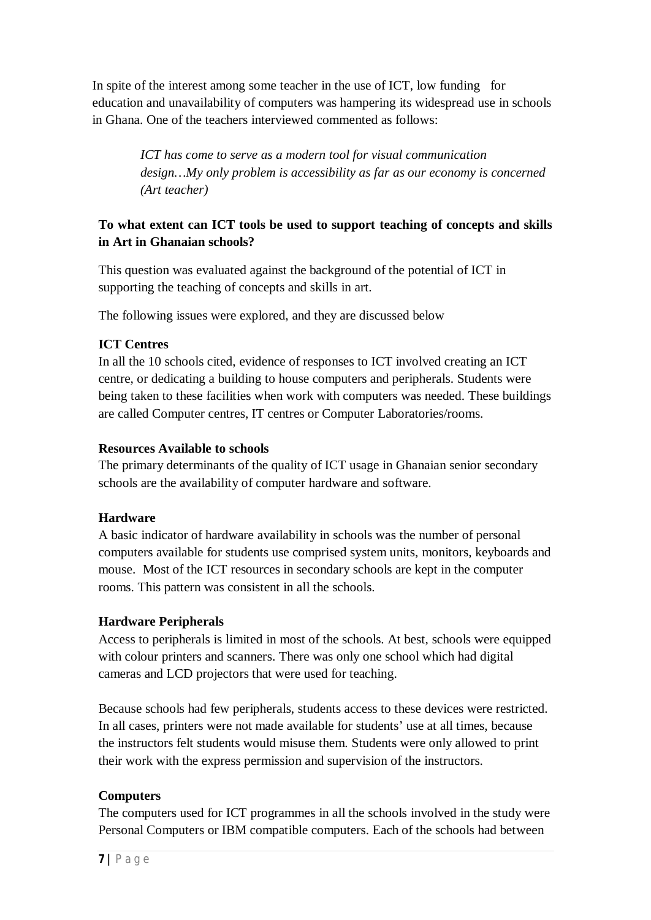In spite of the interest among some teacher in the use of ICT, low funding for education and unavailability of computers was hampering its widespread use in schools in Ghana. One of the teachers interviewed commented as follows:

> *ICT has come to serve as a modern tool for visual communication design…My only problem is accessibility as far as our economy is concerned (Art teacher)*

**To what extent can ICT tools be used to support teaching of concepts and skills in Art in Ghanaian schools?**

This question was evaluated against the background of the potential of ICT in supporting the teaching of concepts and skills in art.

The following issues were explored, and they are discussed below

**ICT Centres**
In all the 10 schools cited, evidence of responses to ICT involved creating an ICT centre, or dedicating a building to house computers and peripherals. Students were being taken to these facilities when work with computers was needed. These buildings are called Computer centres, IT centres or Computer Laboratories/rooms.

**Resources Available to schools**
The primary determinants of the quality of ICT usage in Ghanaian senior secondary schools are the availability of computer hardware and software.

**Hardware**
A basic indicator of hardware availability in schools was the number of personal computers available for students use comprised system units, monitors, keyboards and mouse. Most of the ICT resources in secondary schools are kept in the computer rooms. This pattern was consistent in all the schools.

**Hardware Peripherals**
Access to peripherals is limited in most of the schools. At best, schools were equipped with colour printers and scanners. There was only one school which had digital cameras and LCD projectors that were used for teaching.

Because schools had few peripherals, students access to these devices were restricted. In all cases, printers were not made available for students' use at all times, because the instructors felt students would misuse them. Students were only allowed to print their work with the express permission and supervision of the instructors.

**Computers**
The computers used for ICT programmes in all the schools involved in the study were Personal Computers or IBM compatible computers. Each of the schools had between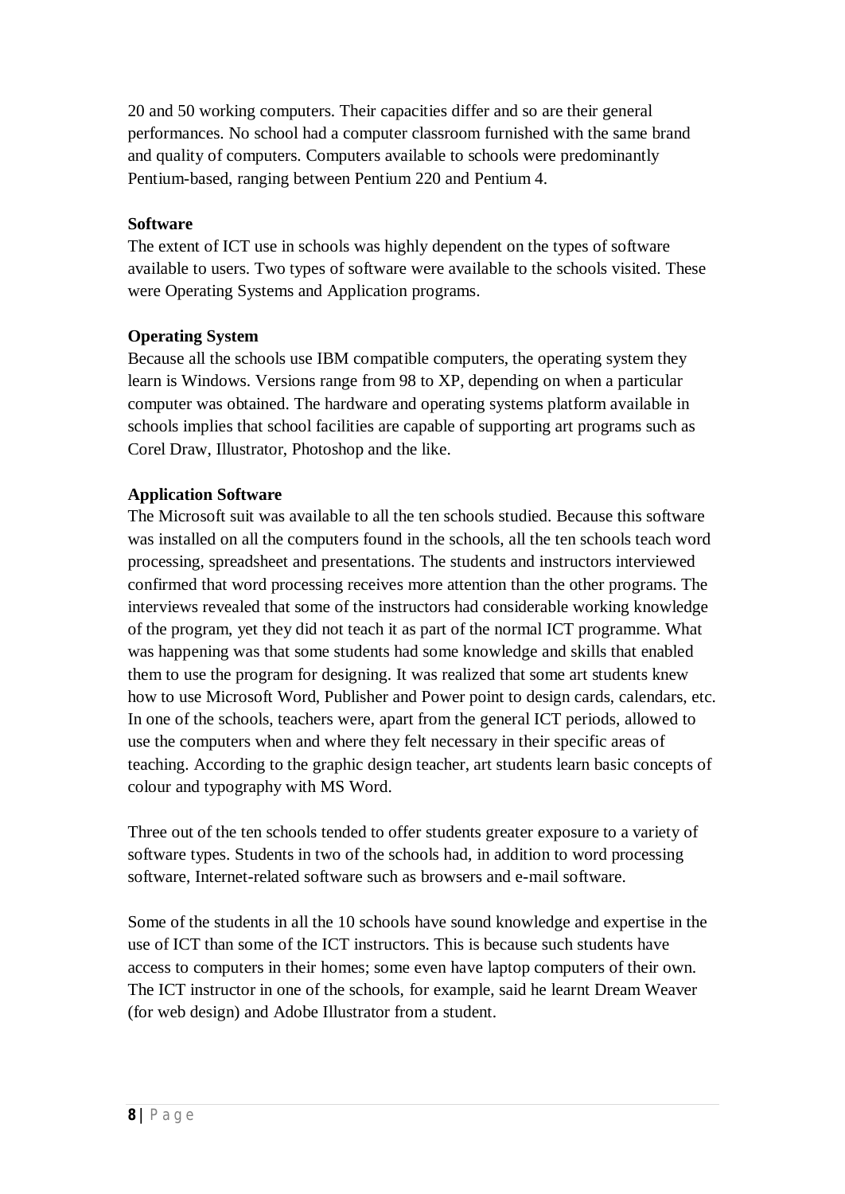20 and 50 working computers. Their capacities differ and so are their general performances. No school had a computer classroom furnished with the same brand and quality of computers. Computers available to schools were predominantly Pentium-based, ranging between Pentium 220 and Pentium 4.

**Software**

The extent of ICT use in schools was highly dependent on the types of software available to users. Two types of software were available to the schools visited. These were Operating Systems and Application programs.

**Operating System**

Because all the schools use IBM compatible computers, the operating system they learn is Windows. Versions range from 98 to XP, depending on when a particular computer was obtained. The hardware and operating systems platform available in schools implies that school facilities are capable of supporting art programs such as Corel Draw, Illustrator, Photoshop and the like.

**Application Software**

The Microsoft suit was available to all the ten schools studied. Because this software was installed on all the computers found in the schools, all the ten schools teach word processing, spreadsheet and presentations. The students and instructors interviewed confirmed that word processing receives more attention than the other programs. The interviews revealed that some of the instructors had considerable working knowledge of the program, yet they did not teach it as part of the normal ICT programme. What was happening was that some students had some knowledge and skills that enabled them to use the program for designing. It was realized that some art students knew how to use Microsoft Word, Publisher and Power point to design cards, calendars, etc. In one of the schools, teachers were, apart from the general ICT periods, allowed to use the computers when and where they felt necessary in their specific areas of teaching. According to the graphic design teacher, art students learn basic concepts of colour and typography with MS Word.

Three out of the ten schools tended to offer students greater exposure to a variety of software types. Students in two of the schools had, in addition to word processing software, Internet-related software such as browsers and e-mail software.

Some of the students in all the 10 schools have sound knowledge and expertise in the use of ICT than some of the ICT instructors. This is because such students have access to computers in their homes; some even have laptop computers of their own. The ICT instructor in one of the schools, for example, said he learnt Dream Weaver (for web design) and Adobe Illustrator from a student.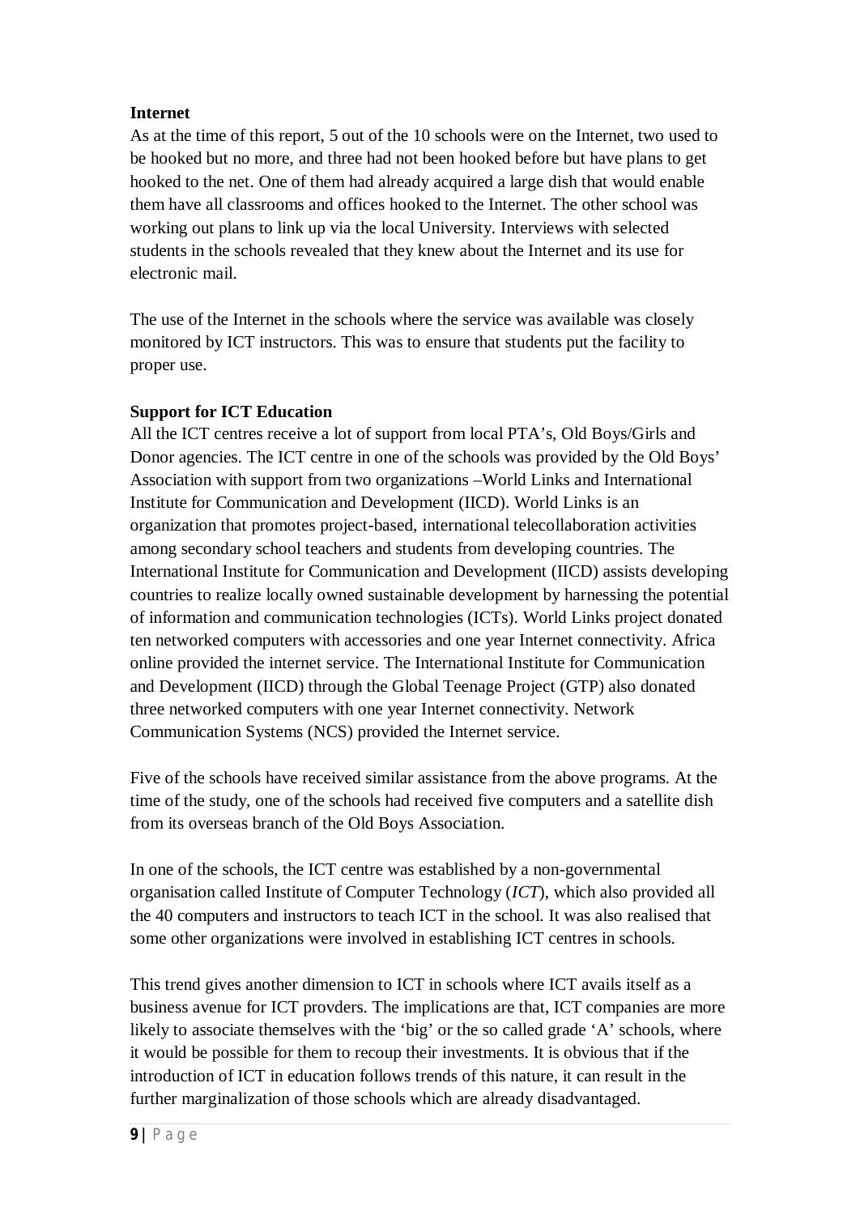**Internet**

As at the time of this report, 5 out of the 10 schools were on the Internet, two used to be hooked but no more, and three had not been hooked before but have plans to get hooked to the net. One of them had already acquired a large dish that would enable them have all classrooms and offices hooked to the Internet. The other school was working out plans to link up via the local University. Interviews with selected students in the schools revealed that they knew about the Internet and its use for electronic mail.

The use of the Internet in the schools where the service was available was closely monitored by ICT instructors. This was to ensure that students put the facility to proper use.

**Support for ICT Education**

All the ICT centres receive a lot of support from local PTA's, Old Boys/Girls and Donor agencies. The ICT centre in one of the schools was provided by the Old Boys' Association with support from two organizations –World Links and International Institute for Communication and Development (IICD). World Links is an organization that promotes project-based, international telecollaboration activities among secondary school teachers and students from developing countries. The International Institute for Communication and Development (IICD) assists developing countries to realize locally owned sustainable development by harnessing the potential of information and communication technologies (ICTs). World Links project donated ten networked computers with accessories and one year Internet connectivity. Africa online provided the internet service. The International Institute for Communication and Development (IICD) through the Global Teenage Project (GTP) also donated three networked computers with one year Internet connectivity. Network Communication Systems (NCS) provided the Internet service.

Five of the schools have received similar assistance from the above programs. At the time of the study, one of the schools had received five computers and a satellite dish from its overseas branch of the Old Boys Association.

In one of the schools, the ICT centre was established by a non-governmental organisation called Institute of Computer Technology (*ICT*), which also provided all the 40 computers and instructors to teach ICT in the school. It was also realised that some other organizations were involved in establishing ICT centres in schools.

This trend gives another dimension to ICT in schools where ICT avails itself as a business avenue for ICT provders. The implications are that, ICT companies are more likely to associate themselves with the 'big' or the so called grade 'A' schools, where it would be possible for them to recoup their investments. It is obvious that if the introduction of ICT in education follows trends of this nature, it can result in the further marginalization of those schools which are already disadvantaged.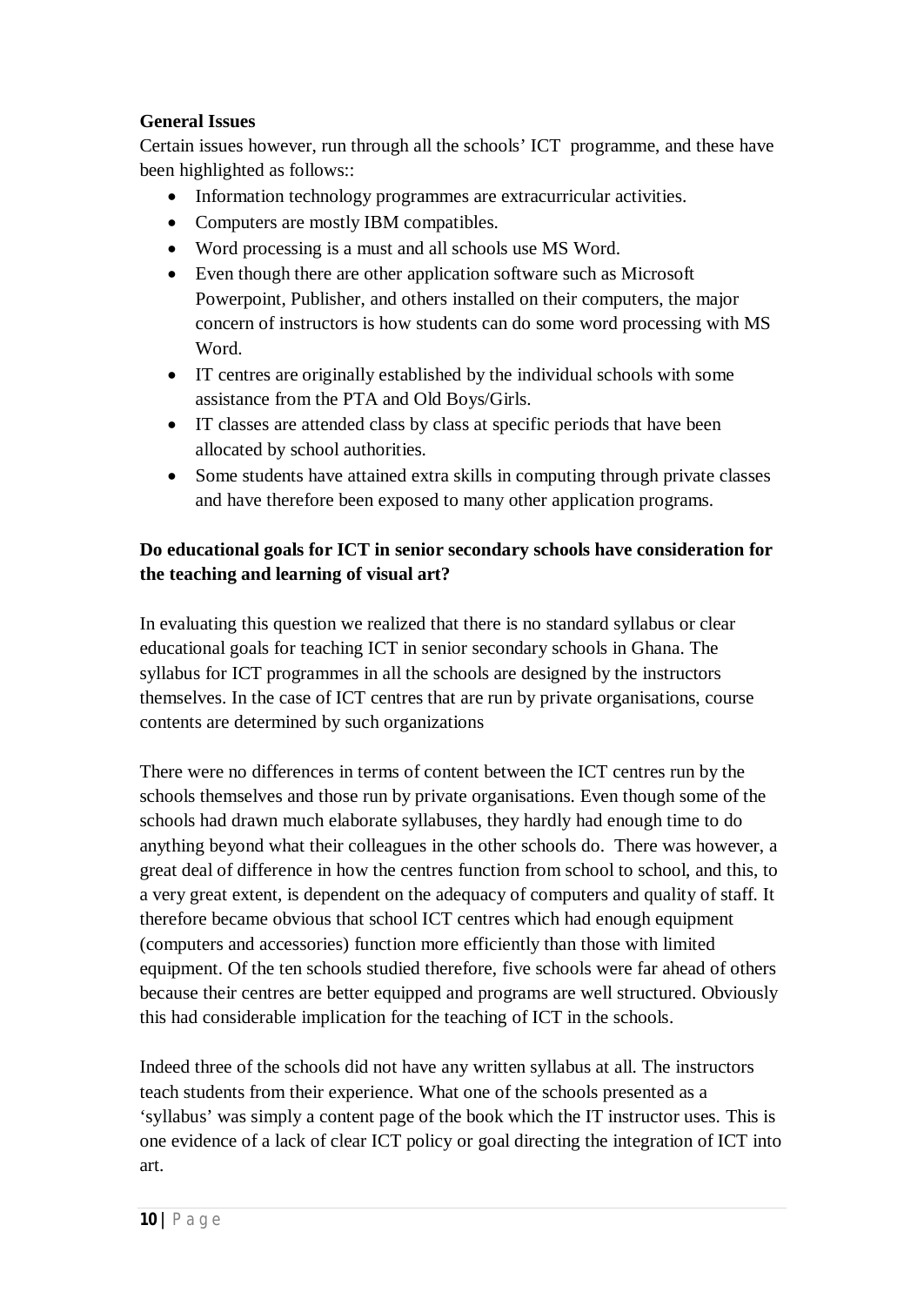**General Issues**

Certain issues however, run through all the schools' ICT programme, and these have been highlighted as follows::

- Information technology programmes are extracurricular activities.
- Computers are mostly IBM compatibles.
- Word processing is a must and all schools use MS Word.
- Even though there are other application software such as Microsoft Powerpoint, Publisher, and others installed on their computers, the major concern of instructors is how students can do some word processing with MS Word.
- IT centres are originally established by the individual schools with some assistance from the PTA and Old Boys/Girls.
- IT classes are attended class by class at specific periods that have been allocated by school authorities.
- Some students have attained extra skills in computing through private classes and have therefore been exposed to many other application programs.

**Do educational goals for ICT in senior secondary schools have consideration for the teaching and learning of visual art?**

In evaluating this question we realized that there is no standard syllabus or clear educational goals for teaching ICT in senior secondary schools in Ghana. The syllabus for ICT programmes in all the schools are designed by the instructors themselves. In the case of ICT centres that are run by private organisations, course contents are determined by such organizations

There were no differences in terms of content between the ICT centres run by the schools themselves and those run by private organisations. Even though some of the schools had drawn much elaborate syllabuses, they hardly had enough time to do anything beyond what their colleagues in the other schools do. There was however, a great deal of difference in how the centres function from school to school, and this, to a very great extent, is dependent on the adequacy of computers and quality of staff. It therefore became obvious that school ICT centres which had enough equipment (computers and accessories) function more efficiently than those with limited equipment. Of the ten schools studied therefore, five schools were far ahead of others because their centres are better equipped and programs are well structured. Obviously this had considerable implication for the teaching of ICT in the schools.

Indeed three of the schools did not have any written syllabus at all. The instructors teach students from their experience. What one of the schools presented as a 'syllabus' was simply a content page of the book which the IT instructor uses. This is one evidence of a lack of clear ICT policy or goal directing the integration of ICT into art.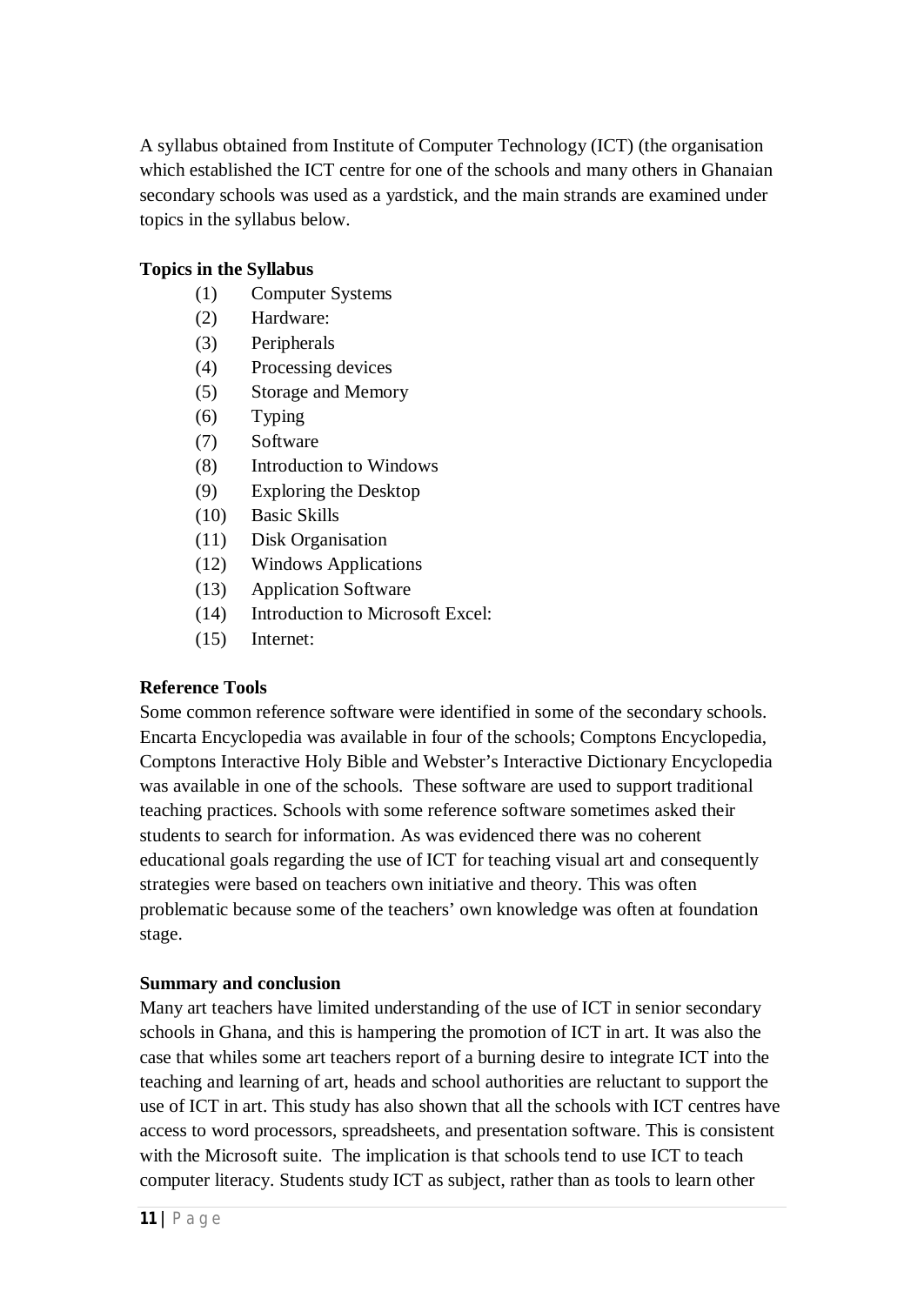A syllabus obtained from Institute of Computer Technology (ICT) (the organisation which established the ICT centre for one of the schools and many others in Ghanaian secondary schools was used as a yardstick, and the main strands are examined under topics in the syllabus below.

**Topics in the Syllabus**

(1) Computer Systems
(2) Hardware:
(3) Peripherals
(4) Processing devices
(5) Storage and Memory
(6) Typing
(7) Software
(8) Introduction to Windows
(9) Exploring the Desktop
(10) Basic Skills
(11) Disk Organisation
(12) Windows Applications
(13) Application Software
(14) Introduction to Microsoft Excel:
(15) Internet:

**Reference Tools**

Some common reference software were identified in some of the secondary schools. Encarta Encyclopedia was available in four of the schools; Comptons Encyclopedia, Comptons Interactive Holy Bible and Webster's Interactive Dictionary Encyclopedia was available in one of the schools. These software are used to support traditional teaching practices. Schools with some reference software sometimes asked their students to search for information. As was evidenced there was no coherent educational goals regarding the use of ICT for teaching visual art and consequently strategies were based on teachers own initiative and theory. This was often problematic because some of the teachers' own knowledge was often at foundation stage.

**Summary and conclusion**

Many art teachers have limited understanding of the use of ICT in senior secondary schools in Ghana, and this is hampering the promotion of ICT in art. It was also the case that whiles some art teachers report of a burning desire to integrate ICT into the teaching and learning of art, heads and school authorities are reluctant to support the use of ICT in art. This study has also shown that all the schools with ICT centres have access to word processors, spreadsheets, and presentation software. This is consistent with the Microsoft suite. The implication is that schools tend to use ICT to teach computer literacy. Students study ICT as subject, rather than as tools to learn other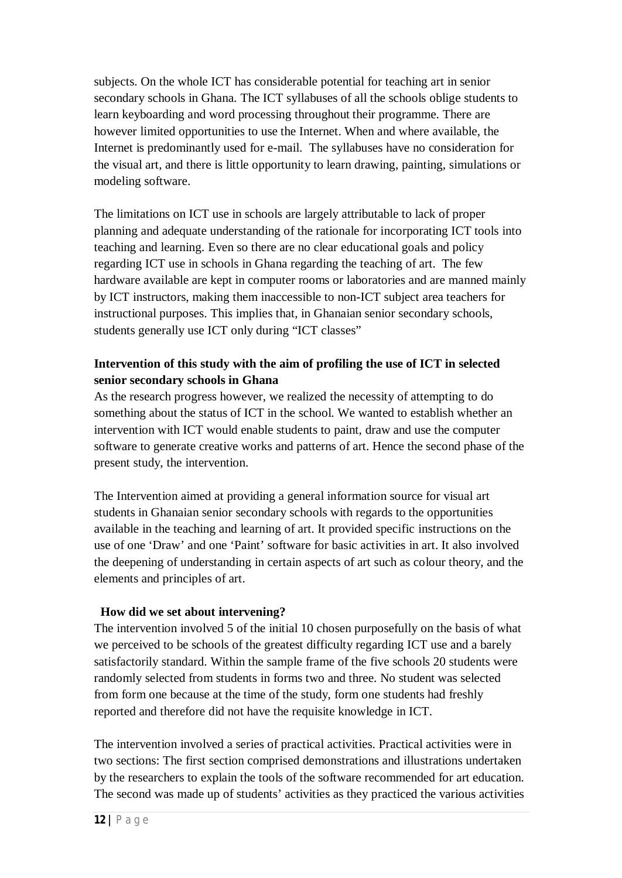subjects. On the whole ICT has considerable potential for teaching art in senior secondary schools in Ghana. The ICT syllabuses of all the schools oblige students to learn keyboarding and word processing throughout their programme. There are however limited opportunities to use the Internet. When and where available, the Internet is predominantly used for e-mail. The syllabuses have no consideration for the visual art, and there is little opportunity to learn drawing, painting, simulations or modeling software.

The limitations on ICT use in schools are largely attributable to lack of proper planning and adequate understanding of the rationale for incorporating ICT tools into teaching and learning. Even so there are no clear educational goals and policy regarding ICT use in schools in Ghana regarding the teaching of art. The few hardware available are kept in computer rooms or laboratories and are manned mainly by ICT instructors, making them inaccessible to non-ICT subject area teachers for instructional purposes. This implies that, in Ghanaian senior secondary schools, students generally use ICT only during "ICT classes"

**Intervention of this study with the aim of profiling the use of ICT in selected senior secondary schools in Ghana**

As the research progress however, we realized the necessity of attempting to do something about the status of ICT in the school. We wanted to establish whether an intervention with ICT would enable students to paint, draw and use the computer software to generate creative works and patterns of art. Hence the second phase of the present study, the intervention.

The Intervention aimed at providing a general information source for visual art students in Ghanaian senior secondary schools with regards to the opportunities available in the teaching and learning of art. It provided specific instructions on the use of one 'Draw' and one 'Paint' software for basic activities in art. It also involved the deepening of understanding in certain aspects of art such as colour theory, and the elements and principles of art.

**How did we set about intervening?**

The intervention involved 5 of the initial 10 chosen purposefully on the basis of what we perceived to be schools of the greatest difficulty regarding ICT use and a barely satisfactorily standard. Within the sample frame of the five schools 20 students were randomly selected from students in forms two and three. No student was selected from form one because at the time of the study, form one students had freshly reported and therefore did not have the requisite knowledge in ICT.

The intervention involved a series of practical activities. Practical activities were in two sections: The first section comprised demonstrations and illustrations undertaken by the researchers to explain the tools of the software recommended for art education. The second was made up of students' activities as they practiced the various activities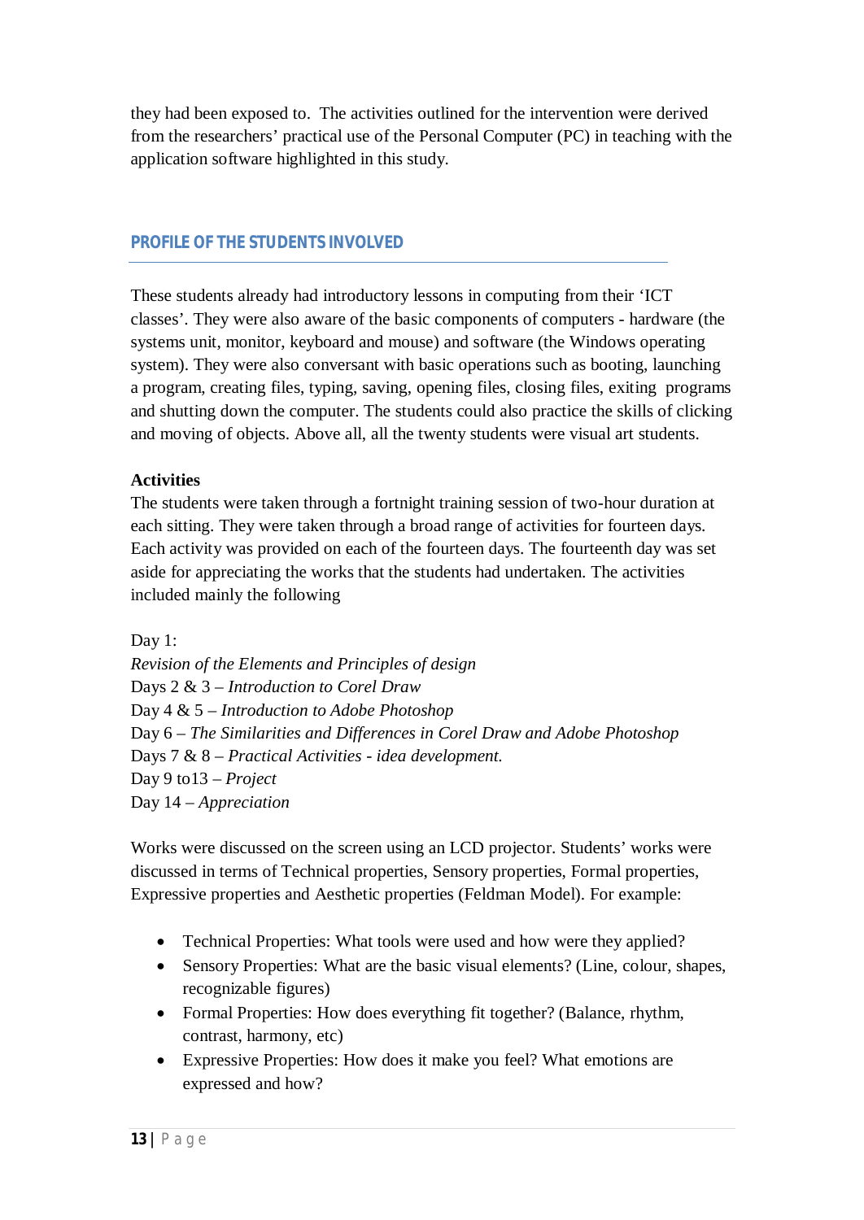they had been exposed to. The activities outlined for the intervention were derived from the researchers' practical use of the Personal Computer (PC) in teaching with the application software highlighted in this study.

## PROFILE OF THE STUDENTS INVOLVED

These students already had introductory lessons in computing from their 'ICT classes'. They were also aware of the basic components of computers - hardware (the systems unit, monitor, keyboard and mouse) and software (the Windows operating system). They were also conversant with basic operations such as booting, launching a program, creating files, typing, saving, opening files, closing files, exiting programs and shutting down the computer. The students could also practice the skills of clicking and moving of objects. Above all, all the twenty students were visual art students.

**Activities**

The students were taken through a fortnight training session of two-hour duration at each sitting. They were taken through a broad range of activities for fourteen days. Each activity was provided on each of the fourteen days. The fourteenth day was set aside for appreciating the works that the students had undertaken. The activities included mainly the following

Day 1:
*Revision of the Elements and Principles of design*
Days 2 & 3 – *Introduction to Corel Draw*
Day 4 & 5 – *Introduction to Adobe Photoshop*
Day 6 – *The Similarities and Differences in Corel Draw and Adobe Photoshop*
Days 7 & 8 – *Practical Activities - idea development.*
Day 9 to13 – *Project*
Day 14 – *Appreciation*

Works were discussed on the screen using an LCD projector. Students' works were discussed in terms of Technical properties, Sensory properties, Formal properties, Expressive properties and Aesthetic properties (Feldman Model). For example:

- Technical Properties: What tools were used and how were they applied?
- Sensory Properties: What are the basic visual elements? (Line, colour, shapes, recognizable figures)
- Formal Properties: How does everything fit together? (Balance, rhythm, contrast, harmony, etc)
- Expressive Properties: How does it make you feel? What emotions are expressed and how?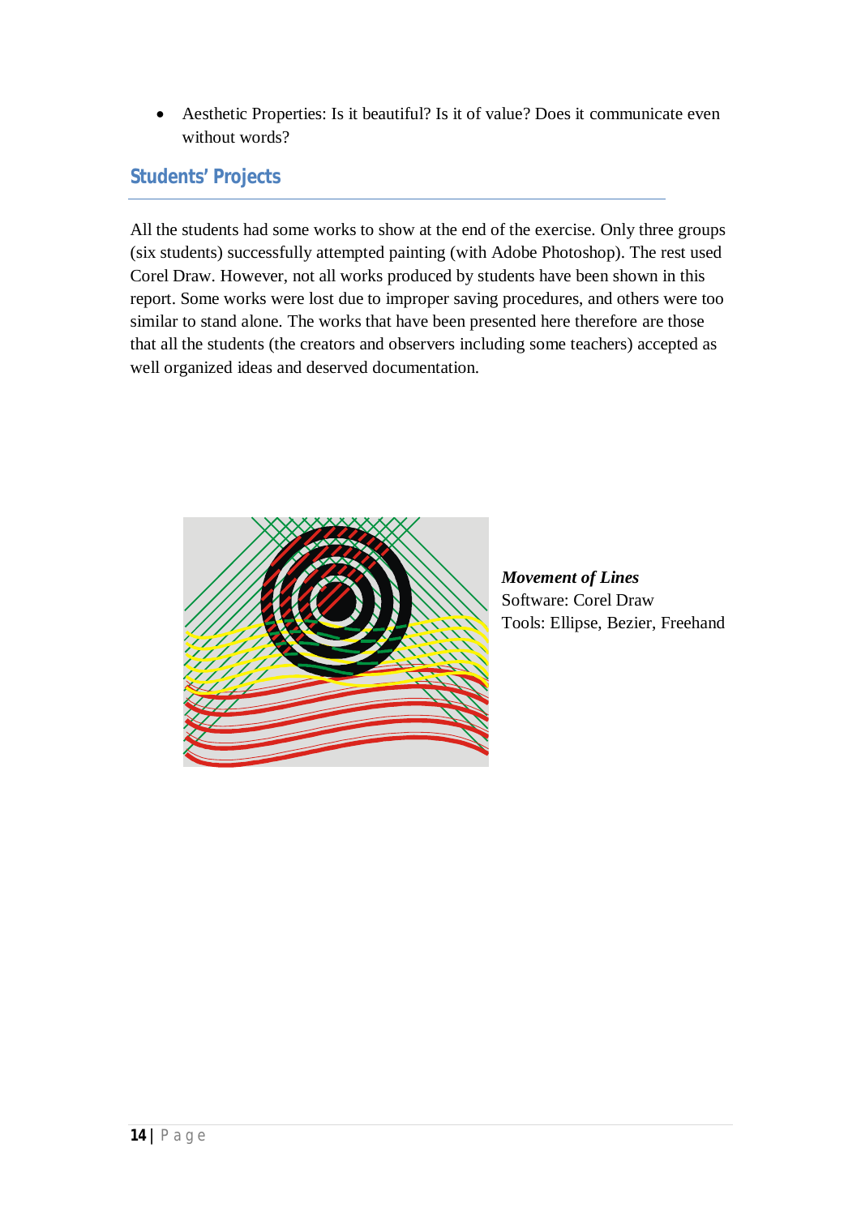- Aesthetic Properties: Is it beautiful? Is it of value? Does it communicate even without words?

## Students' Projects

All the students had some works to show at the end of the exercise. Only three groups (six students) successfully attempted painting (with Adobe Photoshop). The rest used Corel Draw. However, not all works produced by students have been shown in this report. Some works were lost due to improper saving procedures, and others were too similar to stand alone. The works that have been presented here therefore are those that all the students (the creators and observers including some teachers) accepted as well organized ideas and deserved documentation.

***Movement of Lines***
Software: Corel Draw
Tools: Ellipse, Bezier, Freehand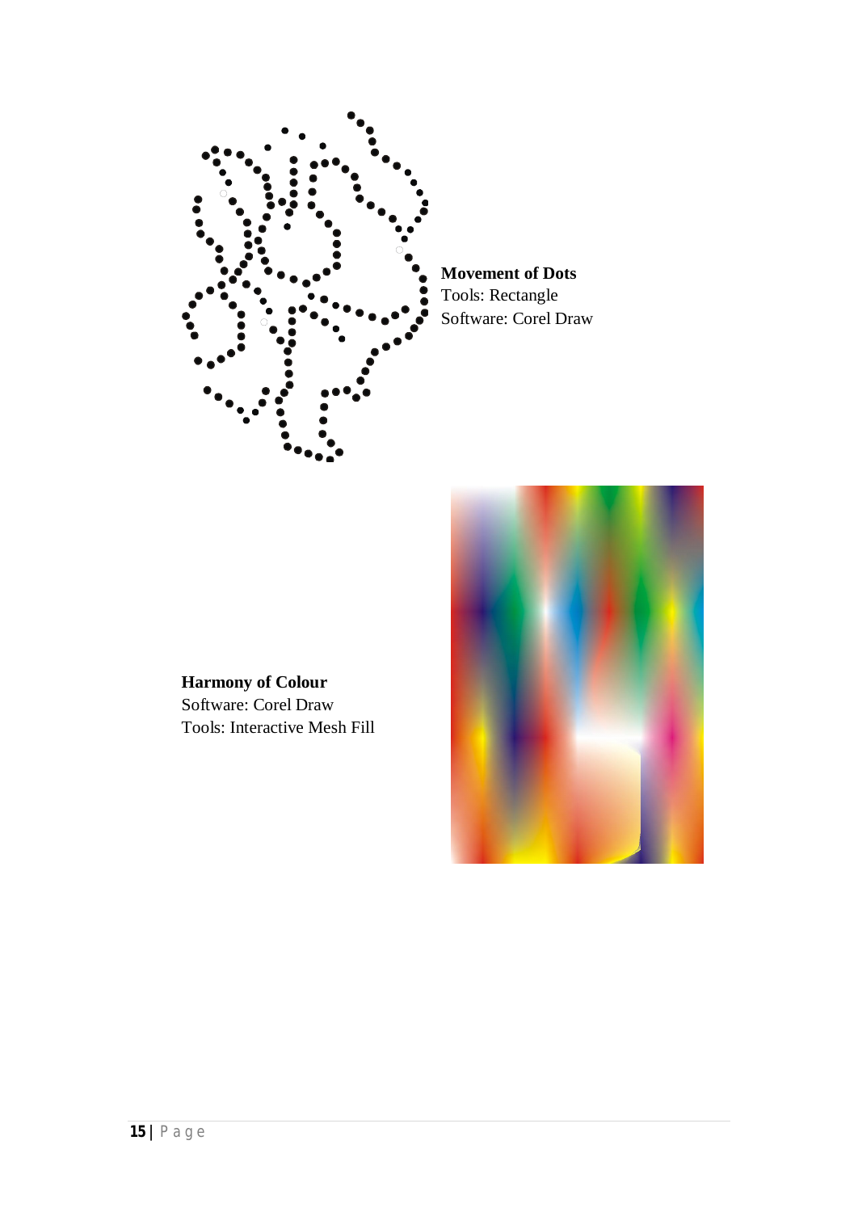**Movement of Dots**
Tools: Rectangle
Software: Corel Draw

**Harmony of Colour**
Software: Corel Draw
Tools: Interactive Mesh Fill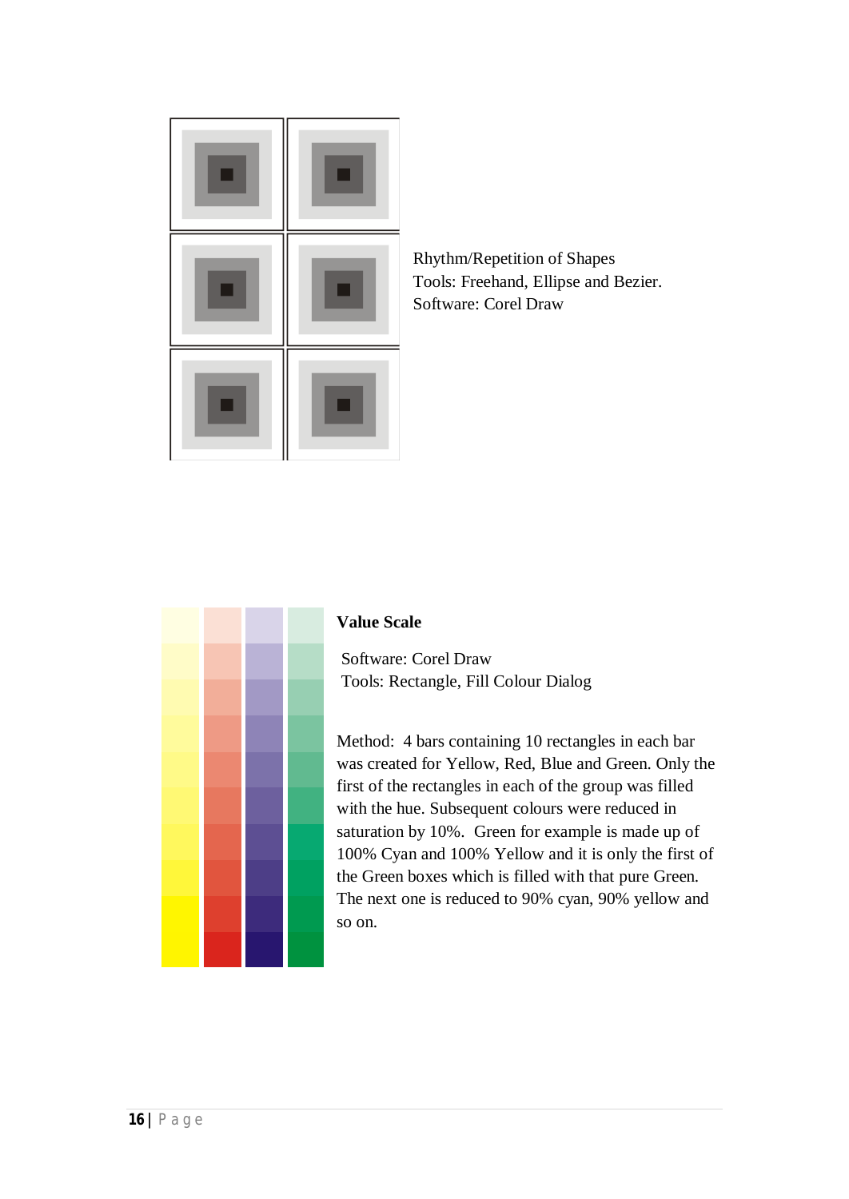Rhythm/Repetition of Shapes
Tools: Freehand, Ellipse and Bezier.
Software: Corel Draw

**Value Scale**

Software: Corel Draw
Tools: Rectangle, Fill Colour Dialog

Method: 4 bars containing 10 rectangles in each bar was created for Yellow, Red, Blue and Green. Only the first of the rectangles in each of the group was filled with the hue. Subsequent colours were reduced in saturation by 10%. Green for example is made up of 100% Cyan and 100% Yellow and it is only the first of the Green boxes which is filled with that pure Green. The next one is reduced to 90% cyan, 90% yellow and so on.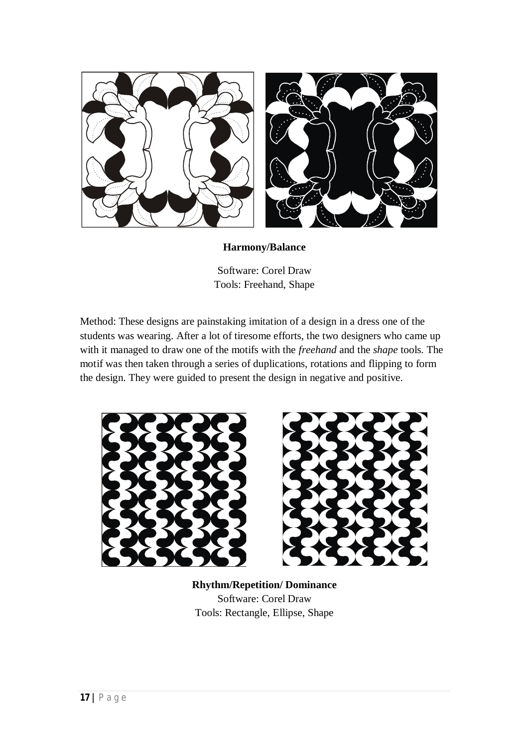**Harmony/Balance**

Software: Corel Draw
Tools: Freehand, Shape

Method: These designs are painstaking imitation of a design in a dress one of the students was wearing. After a lot of tiresome efforts, the two designers who came up with it managed to draw one of the motifs with the *freehand* and the *shape* tools. The motif was then taken through a series of duplications, rotations and flipping to form the design. They were guided to present the design in negative and positive.

**Rhythm/Repetition/ Dominance**
Software: Corel Draw
Tools: Rectangle, Ellipse, Shape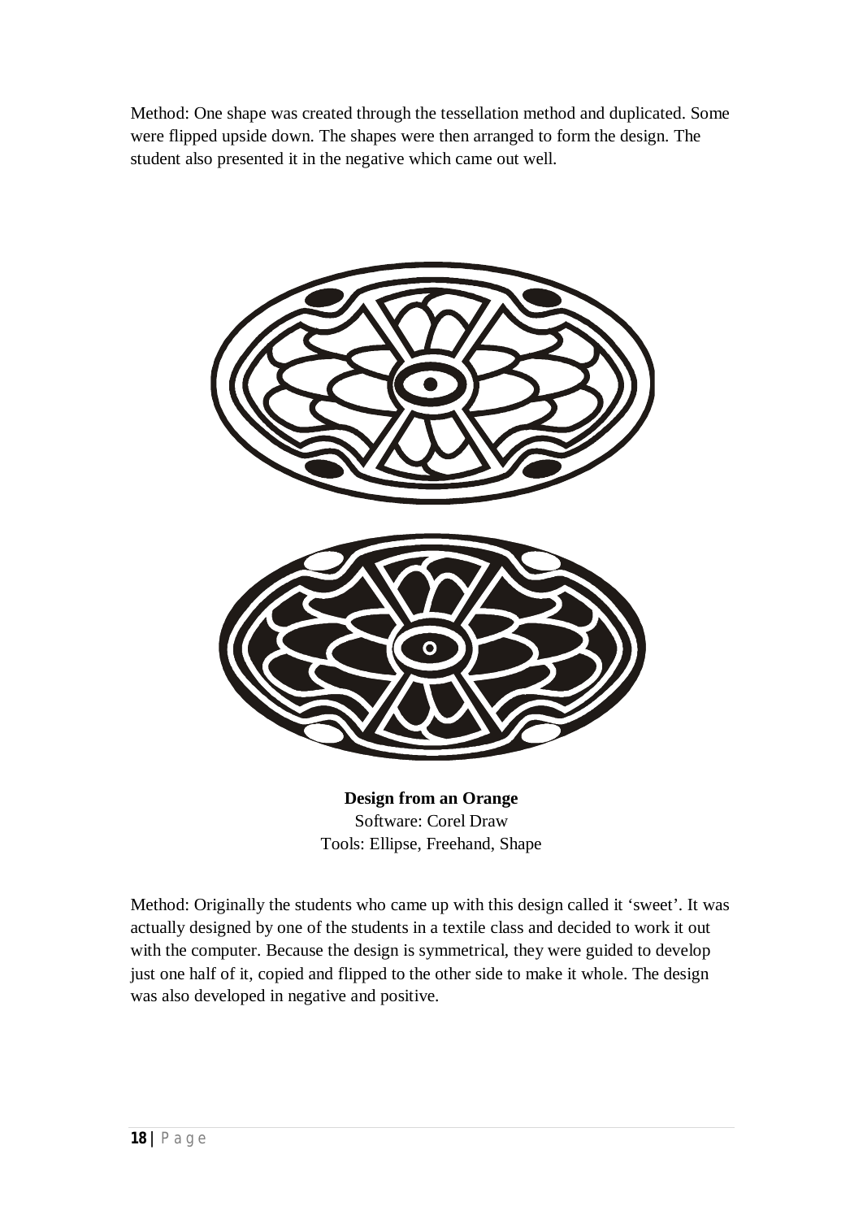Method: One shape was created through the tessellation method and duplicated. Some were flipped upside down. The shapes were then arranged to form the design. The student also presented it in the negative which came out well.

**Design from an Orange**
Software: Corel Draw
Tools: Ellipse, Freehand, Shape

Method: Originally the students who came up with this design called it 'sweet'. It was actually designed by one of the students in a textile class and decided to work it out with the computer. Because the design is symmetrical, they were guided to develop just one half of it, copied and flipped to the other side to make it whole. The design was also developed in negative and positive.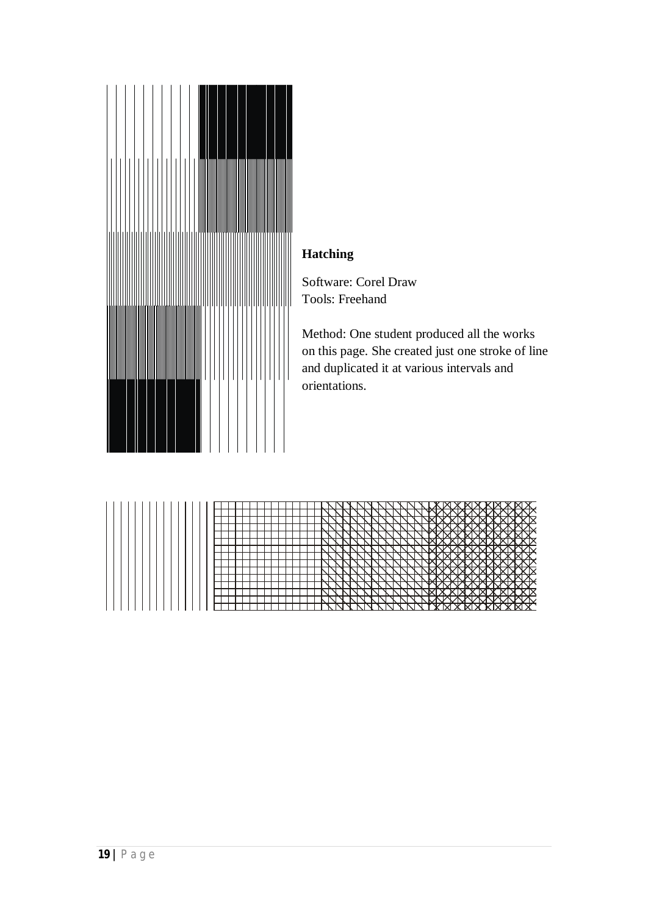**Hatching**

Software: Corel Draw
Tools: Freehand

Method: One student produced all the works on this page. She created just one stroke of line and duplicated it at various intervals and orientations.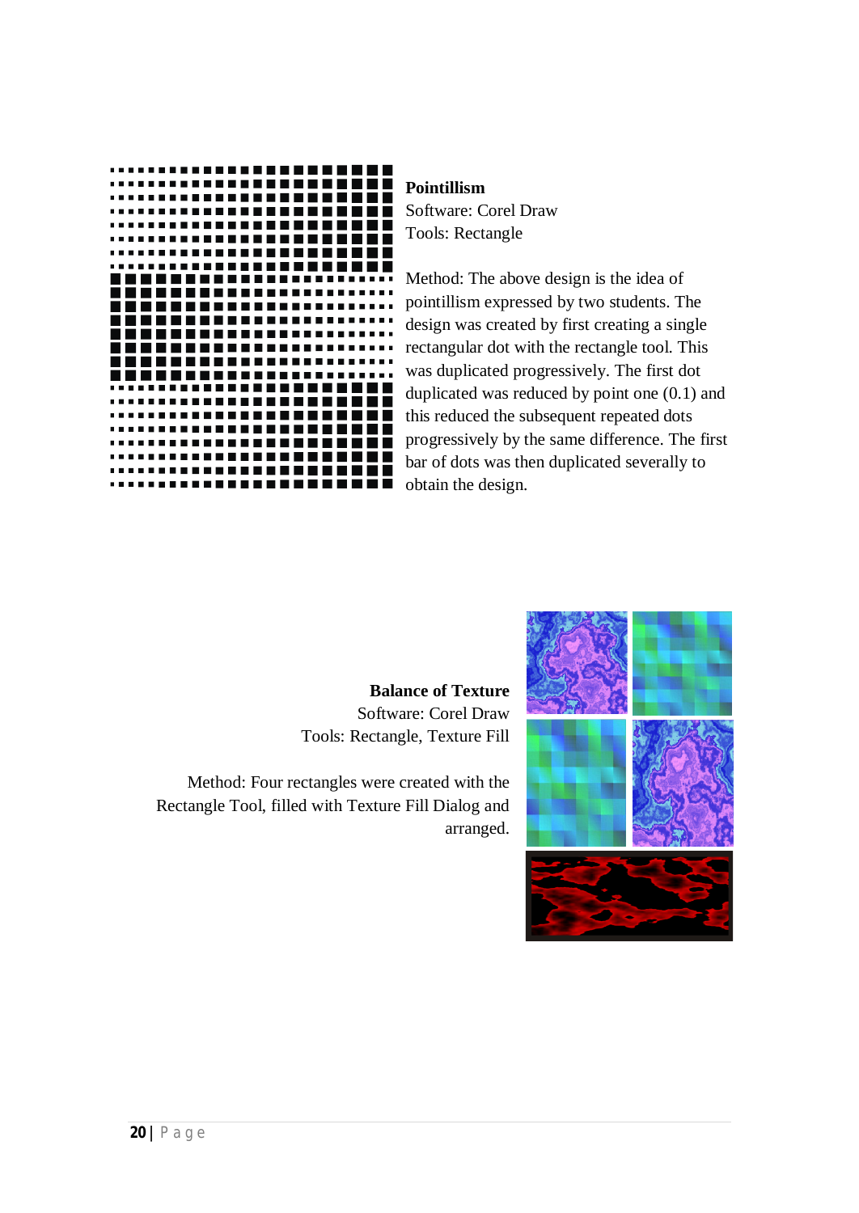**Pointillism**
Software: Corel Draw
Tools: Rectangle

Method: The above design is the idea of pointillism expressed by two students. The design was created by first creating a single rectangular dot with the rectangle tool. This was duplicated progressively. The first dot duplicated was reduced by point one (0.1) and this reduced the subsequent repeated dots progressively by the same difference. The first bar of dots was then duplicated severally to obtain the design.

**Balance of Texture**
Software: Corel Draw
Tools: Rectangle, Texture Fill

Method: Four rectangles were created with the Rectangle Tool, filled with Texture Fill Dialog and arranged.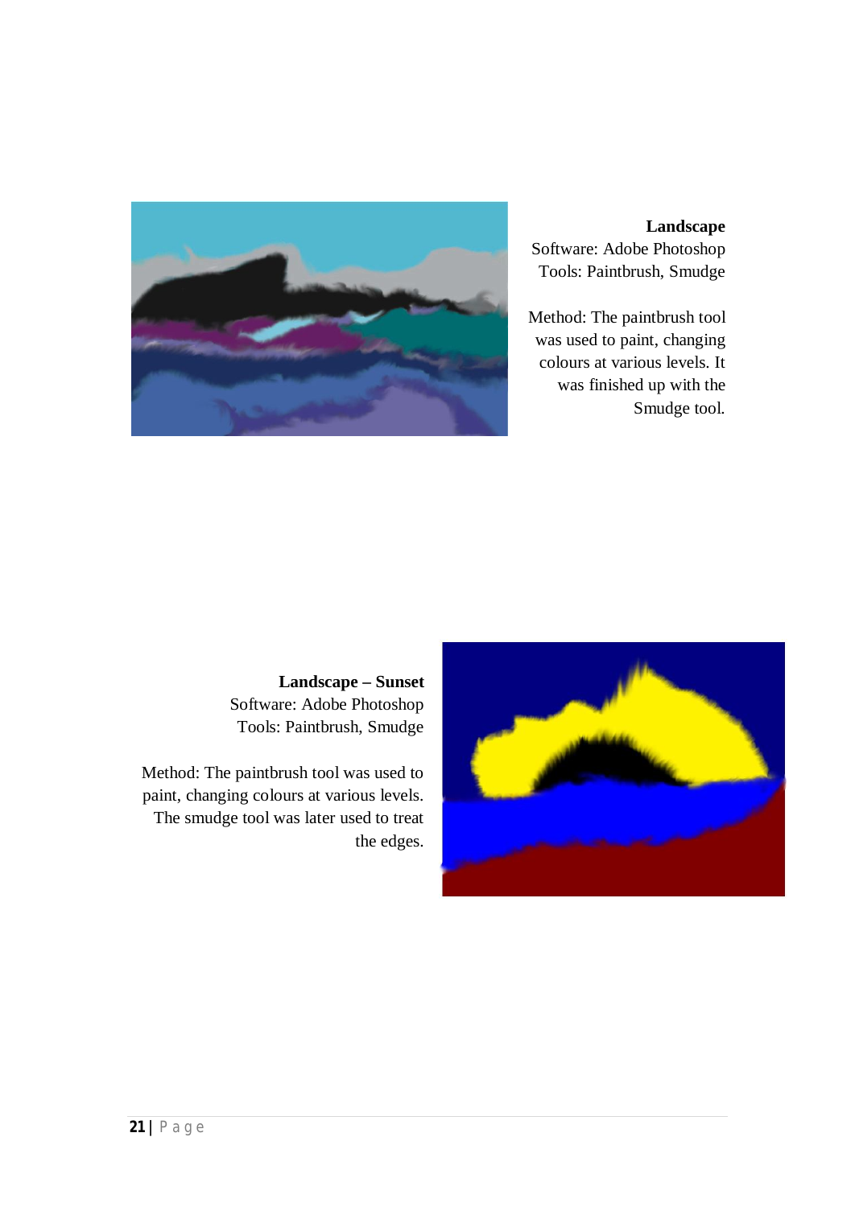**Landscape**
Software: Adobe Photoshop
Tools: Paintbrush, Smudge

Method: The paintbrush tool was used to paint, changing colours at various levels. It was finished up with the Smudge tool.

**Landscape – Sunset**
Software: Adobe Photoshop
Tools: Paintbrush, Smudge

Method: The paintbrush tool was used to paint, changing colours at various levels. The smudge tool was later used to treat the edges.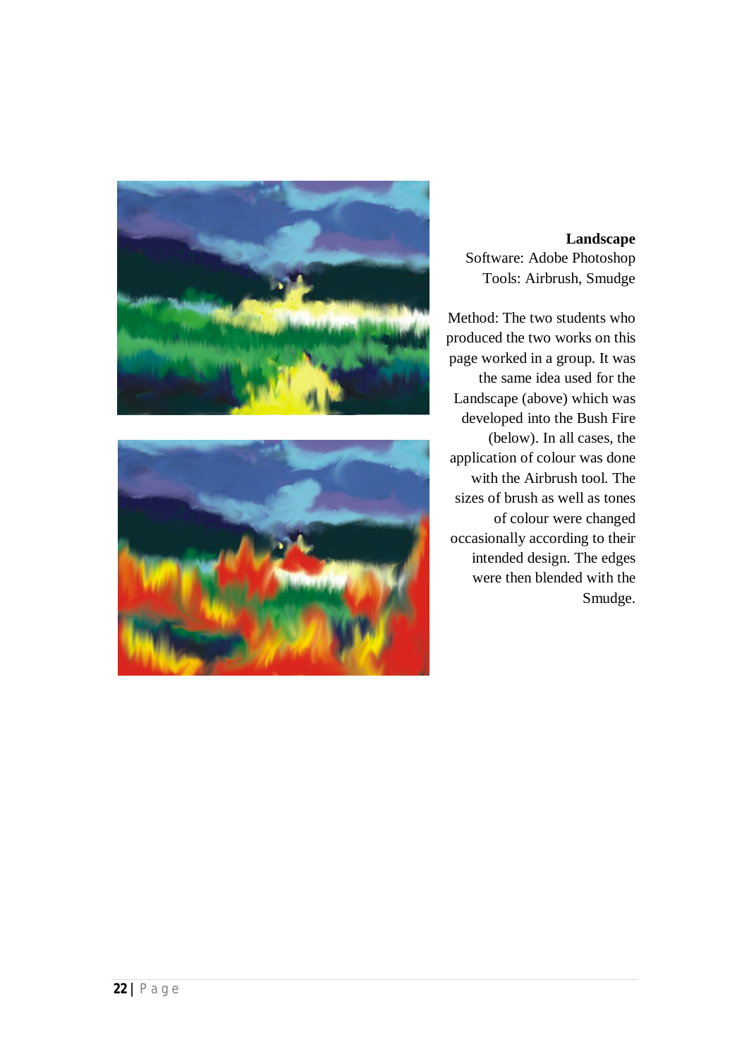**Landscape**
Software: Adobe Photoshop
Tools: Airbrush, Smudge

Method: The two students who produced the two works on this page worked in a group. It was the same idea used for the Landscape (above) which was developed into the Bush Fire (below). In all cases, the application of colour was done with the Airbrush tool. The sizes of brush as well as tones of colour were changed occasionally according to their intended design. The edges were then blended with the Smudge.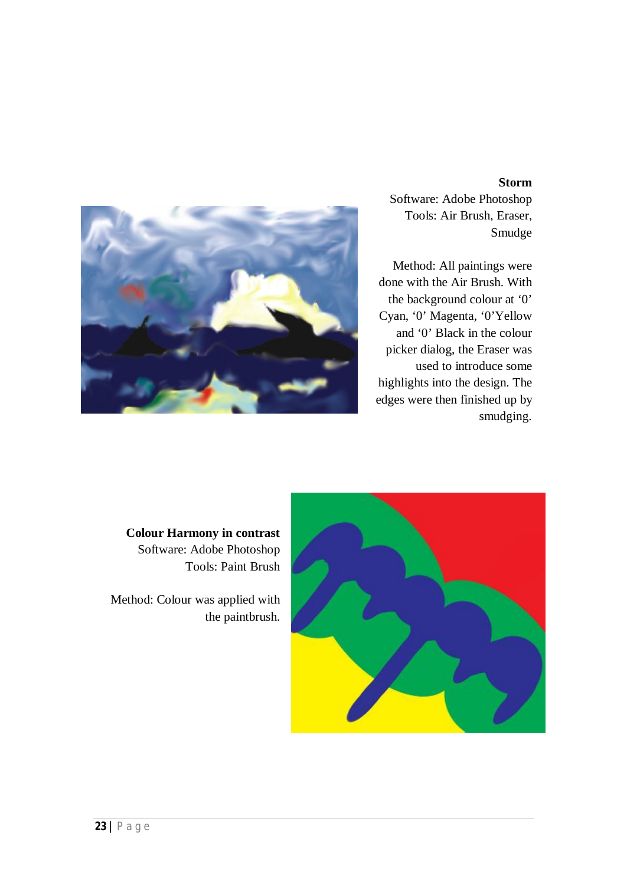**Storm**

Software: Adobe Photoshop

Tools: Air Brush, Eraser, Smudge

Method: All paintings were done with the Air Brush. With the background colour at ‘0’ Cyan, ‘0’ Magenta, ‘0’Yellow and ‘0’ Black in the colour picker dialog, the Eraser was used to introduce some highlights into the design. The edges were then finished up by smudging.

**Colour Harmony in contrast**

Software: Adobe Photoshop

Tools: Paint Brush

Method: Colour was applied with the paintbrush.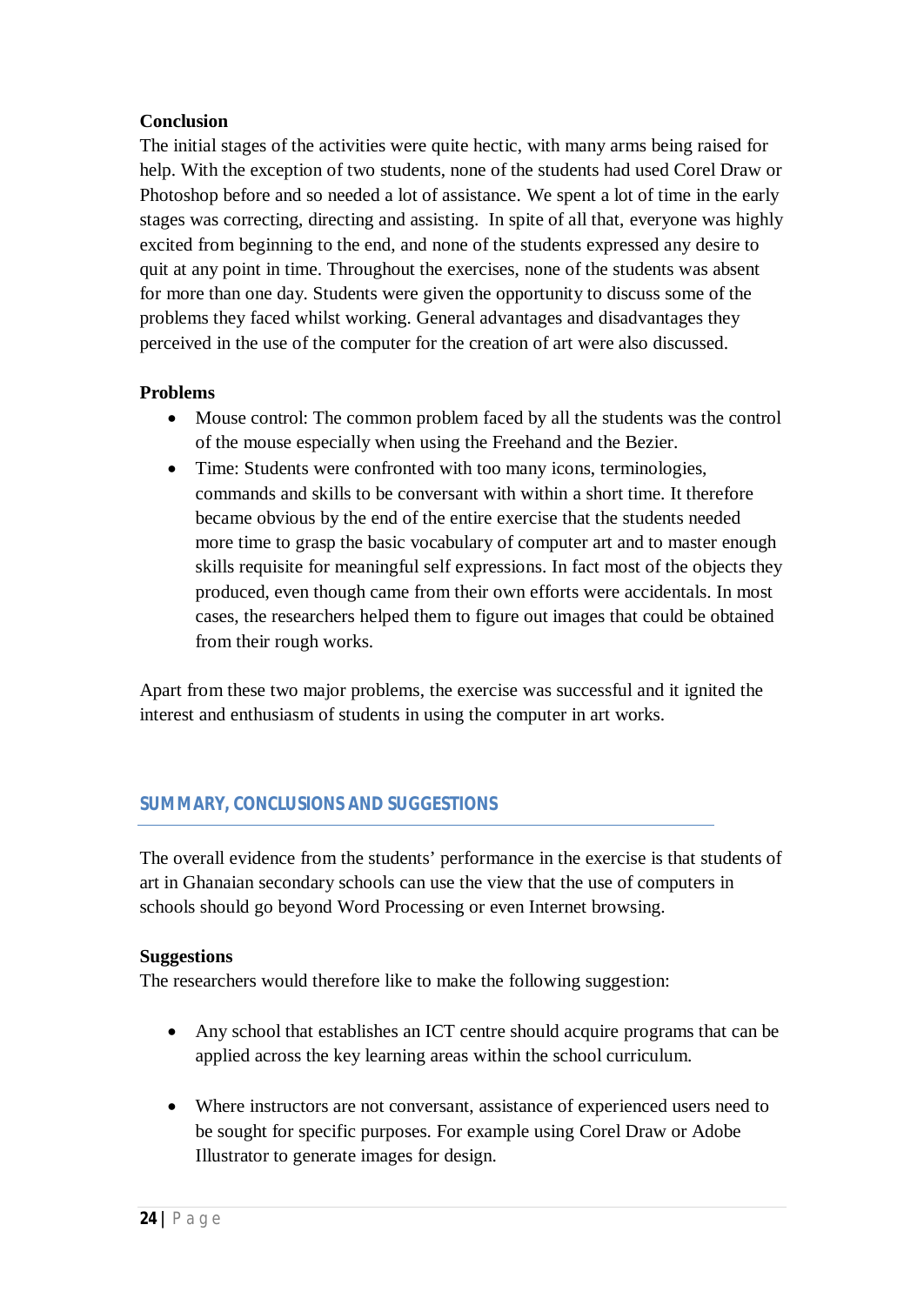**Conclusion**

The initial stages of the activities were quite hectic, with many arms being raised for help. With the exception of two students, none of the students had used Corel Draw or Photoshop before and so needed a lot of assistance. We spent a lot of time in the early stages was correcting, directing and assisting. In spite of all that, everyone was highly excited from beginning to the end, and none of the students expressed any desire to quit at any point in time. Throughout the exercises, none of the students was absent for more than one day. Students were given the opportunity to discuss some of the problems they faced whilst working. General advantages and disadvantages they perceived in the use of the computer for the creation of art were also discussed.

**Problems**

- Mouse control: The common problem faced by all the students was the control of the mouse especially when using the Freehand and the Bezier.
- Time: Students were confronted with too many icons, terminologies, commands and skills to be conversant with within a short time. It therefore became obvious by the end of the entire exercise that the students needed more time to grasp the basic vocabulary of computer art and to master enough skills requisite for meaningful self expressions. In fact most of the objects they produced, even though came from their own efforts were accidentals. In most cases, the researchers helped them to figure out images that could be obtained from their rough works.

Apart from these two major problems, the exercise was successful and it ignited the interest and enthusiasm of students in using the computer in art works.

## SUMMARY, CONCLUSIONS AND SUGGESTIONS

The overall evidence from the students' performance in the exercise is that students of art in Ghanaian secondary schools can use the view that the use of computers in schools should go beyond Word Processing or even Internet browsing.

**Suggestions**

The researchers would therefore like to make the following suggestion:

- Any school that establishes an ICT centre should acquire programs that can be applied across the key learning areas within the school curriculum.

- Where instructors are not conversant, assistance of experienced users need to be sought for specific purposes. For example using Corel Draw or Adobe Illustrator to generate images for design.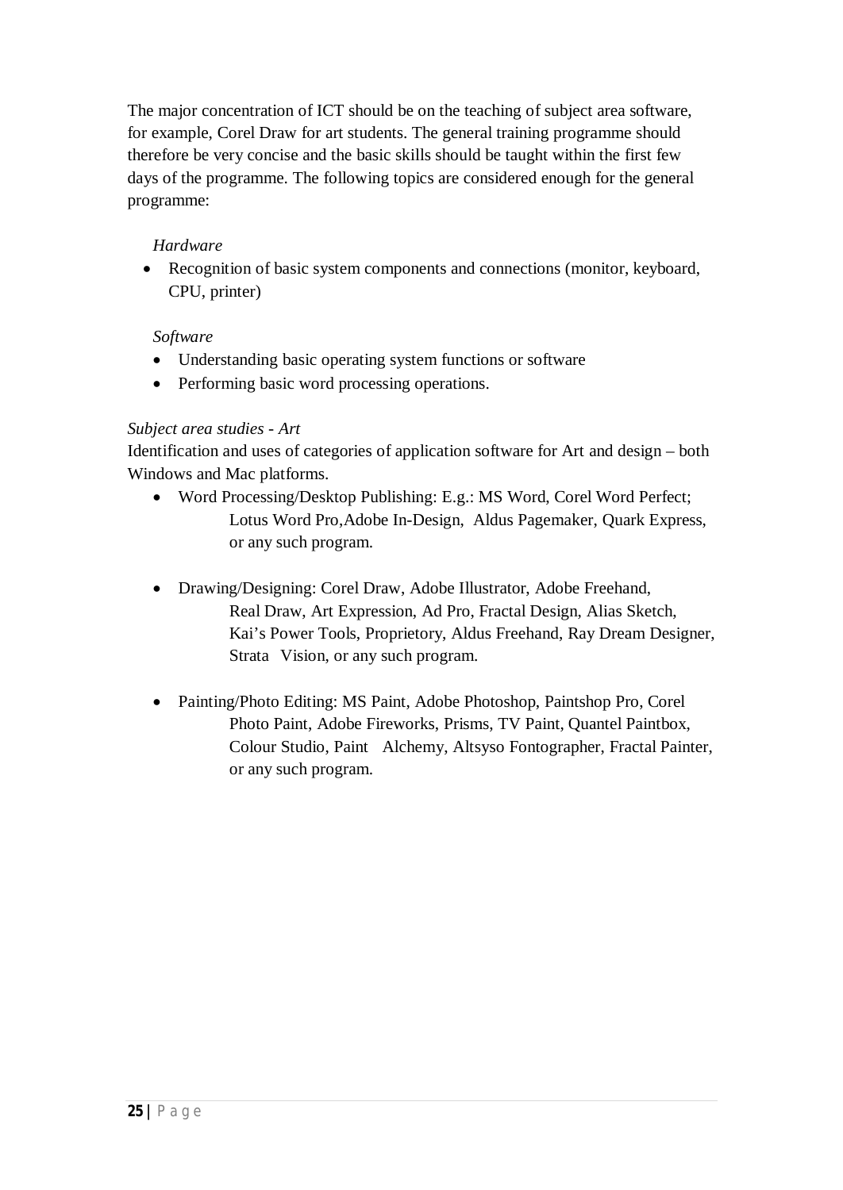The major concentration of ICT should be on the teaching of subject area software, for example, Corel Draw for art students. The general training programme should therefore be very concise and the basic skills should be taught within the first few days of the programme. The following topics are considered enough for the general programme:

*Hardware*

- Recognition of basic system components and connections (monitor, keyboard, CPU, printer)

*Software*

- Understanding basic operating system functions or software
- Performing basic word processing operations.

*Subject area studies - Art*

Identification and uses of categories of application software for Art and design – both Windows and Mac platforms.

- Word Processing/Desktop Publishing: E.g.: MS Word, Corel Word Perfect; Lotus Word Pro,Adobe In-Design, Aldus Pagemaker, Quark Express, or any such program.

- Drawing/Designing: Corel Draw, Adobe Illustrator, Adobe Freehand, Real Draw, Art Expression, Ad Pro, Fractal Design, Alias Sketch, Kai's Power Tools, Proprietory, Aldus Freehand, Ray Dream Designer, Strata Vision, or any such program.

- Painting/Photo Editing: MS Paint, Adobe Photoshop, Paintshop Pro, Corel Photo Paint, Adobe Fireworks, Prisms, TV Paint, Quantel Paintbox, Colour Studio, Paint Alchemy, Altsyso Fontographer, Fractal Painter, or any such program.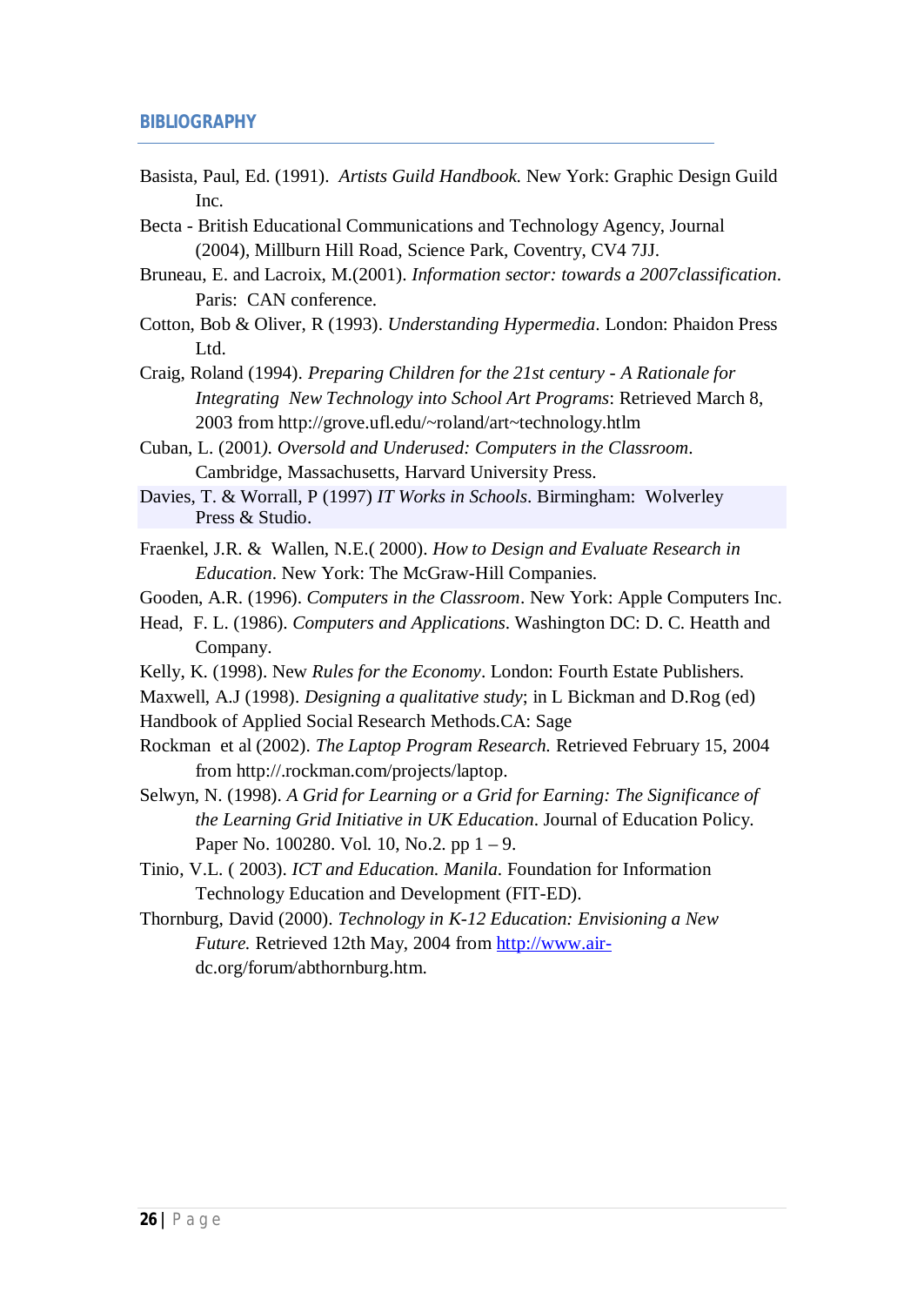## BIBLIOGRAPHY

Basista, Paul, Ed. (1991). *Artists Guild Handbook.* New York: Graphic Design Guild Inc.

Becta - British Educational Communications and Technology Agency, Journal (2004), Millburn Hill Road, Science Park, Coventry, CV4 7JJ.

Bruneau, E. and Lacroix, M.(2001). *Information sector: towards a 2007classification*. Paris: CAN conference.

Cotton, Bob & Oliver, R (1993). *Understanding Hypermedia*. London: Phaidon Press Ltd.

Craig, Roland (1994). *Preparing Children for the 21st century - A Rationale for Integrating New Technology into School Art Programs*: Retrieved March 8, 2003 from http://grove.ufl.edu/~roland/art~technology.htlm

Cuban, L. (2001*). Oversold and Underused: Computers in the Classroom*. Cambridge, Massachusetts, Harvard University Press.

Davies, T. & Worrall, P (1997) *IT Works in Schools*. Birmingham: Wolverley Press & Studio.

Fraenkel, J.R. & Wallen, N.E.( 2000). *How to Design and Evaluate Research in Education*. New York: The McGraw-Hill Companies.

Gooden, A.R. (1996). *Computers in the Classroom*. New York: Apple Computers Inc.

Head, F. L. (1986). *Computers and Applications*. Washington DC: D. C. Heatth and Company.

Kelly, K. (1998). New *Rules for the Economy*. London: Fourth Estate Publishers.

Maxwell, A.J (1998). *Designing a qualitative study*; in L Bickman and D.Rog (ed) Handbook of Applied Social Research Methods.CA: Sage

Rockman et al (2002). *The Laptop Program Research.* Retrieved February 15, 2004 from http://.rockman.com/projects/laptop.

Selwyn, N. (1998). *A Grid for Learning or a Grid for Earning: The Significance of the Learning Grid Initiative in UK Education*. Journal of Education Policy. Paper No. 100280. Vol. 10, No.2. pp 1 – 9.

Tinio, V.L. ( 2003). *ICT and Education. Manila.* Foundation for Information Technology Education and Development (FIT-ED).

Thornburg, David (2000). *Technology in K-12 Education: Envisioning a New Future.* Retrieved 12th May, 2004 from http://www.air-dc.org/forum/abthornburg.htm.